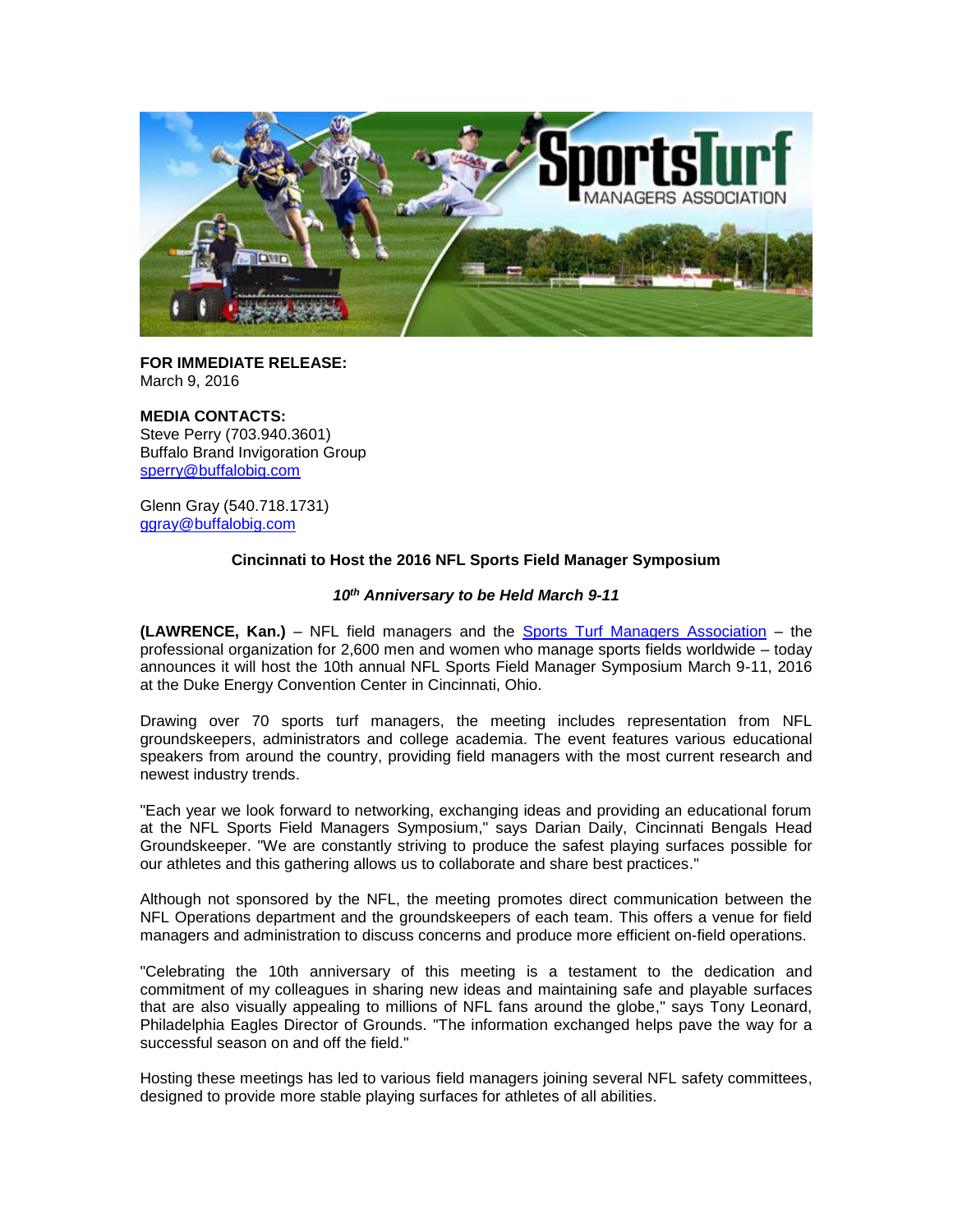**FOR IMMEDIATE RELEASE:**
March 9, 2016

**MEDIA CONTACTS:**
Steve Perry (703.940.3601)
Buffalo Brand Invigoration Group
sperry@buffalobig.com

Glenn Gray (540.718.1731)
ggray@buffalobig.com

**Cincinnati to Host the 2016 NFL Sports Field Manager Symposium**

***10th Anniversary to be Held March 9-11***

**(LAWRENCE, Kan.)** – NFL field managers and the Sports Turf Managers Association – the professional organization for 2,600 men and women who manage sports fields worldwide – today announces it will host the 10th annual NFL Sports Field Manager Symposium March 9-11, 2016 at the Duke Energy Convention Center in Cincinnati, Ohio.

Drawing over 70 sports turf managers, the meeting includes representation from NFL groundskeepers, administrators and college academia. The event features various educational speakers from around the country, providing field managers with the most current research and newest industry trends.

"Each year we look forward to networking, exchanging ideas and providing an educational forum at the NFL Sports Field Managers Symposium," says Darian Daily, Cincinnati Bengals Head Groundskeeper. "We are constantly striving to produce the safest playing surfaces possible for our athletes and this gathering allows us to collaborate and share best practices."

Although not sponsored by the NFL, the meeting promotes direct communication between the NFL Operations department and the groundskeepers of each team. This offers a venue for field managers and administration to discuss concerns and produce more efficient on-field operations.

"Celebrating the 10th anniversary of this meeting is a testament to the dedication and commitment of my colleagues in sharing new ideas and maintaining safe and playable surfaces that are also visually appealing to millions of NFL fans around the globe," says Tony Leonard, Philadelphia Eagles Director of Grounds. "The information exchanged helps pave the way for a successful season on and off the field."

Hosting these meetings has led to various field managers joining several NFL safety committees, designed to provide more stable playing surfaces for athletes of all abilities.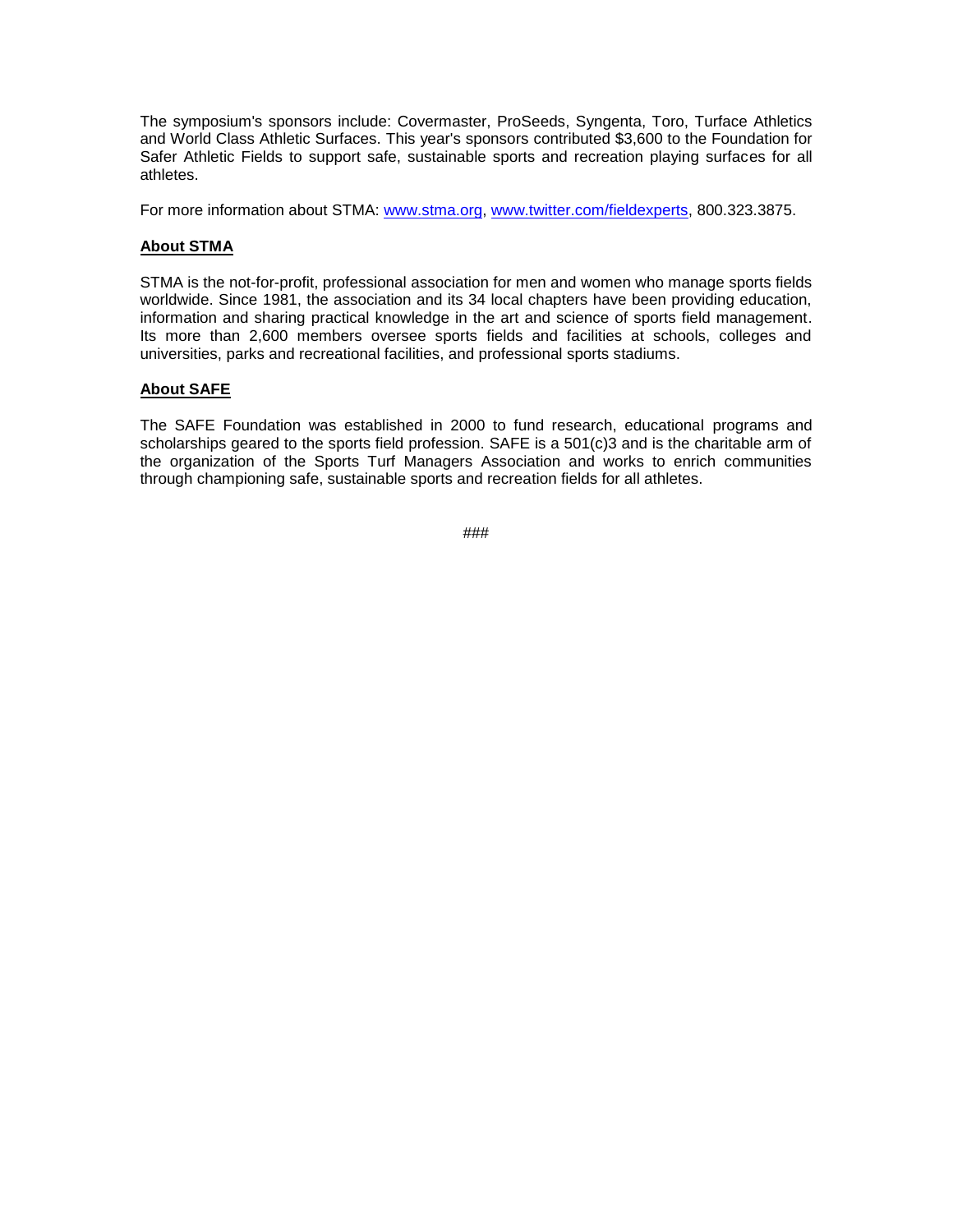The symposium's sponsors include: Covermaster, ProSeeds, Syngenta, Toro, Turface Athletics and World Class Athletic Surfaces. This year's sponsors contributed $3,600 to the Foundation for Safer Athletic Fields to support safe, sustainable sports and recreation playing surfaces for all athletes.

For more information about STMA: [www.stma.org](http://www.stma.org), [www.twitter.com/fieldexperts](http://www.twitter.com/fieldexperts), 800.323.3875.

**About STMA**

STMA is the not-for-profit, professional association for men and women who manage sports fields worldwide. Since 1981, the association and its 34 local chapters have been providing education, information and sharing practical knowledge in the art and science of sports field management. Its more than 2,600 members oversee sports fields and facilities at schools, colleges and universities, parks and recreational facilities, and professional sports stadiums.

**About SAFE**

The SAFE Foundation was established in 2000 to fund research, educational programs and scholarships geared to the sports field profession. SAFE is a 501(c)3 and is the charitable arm of the organization of the Sports Turf Managers Association and works to enrich communities through championing safe, sustainable sports and recreation fields for all athletes.

###